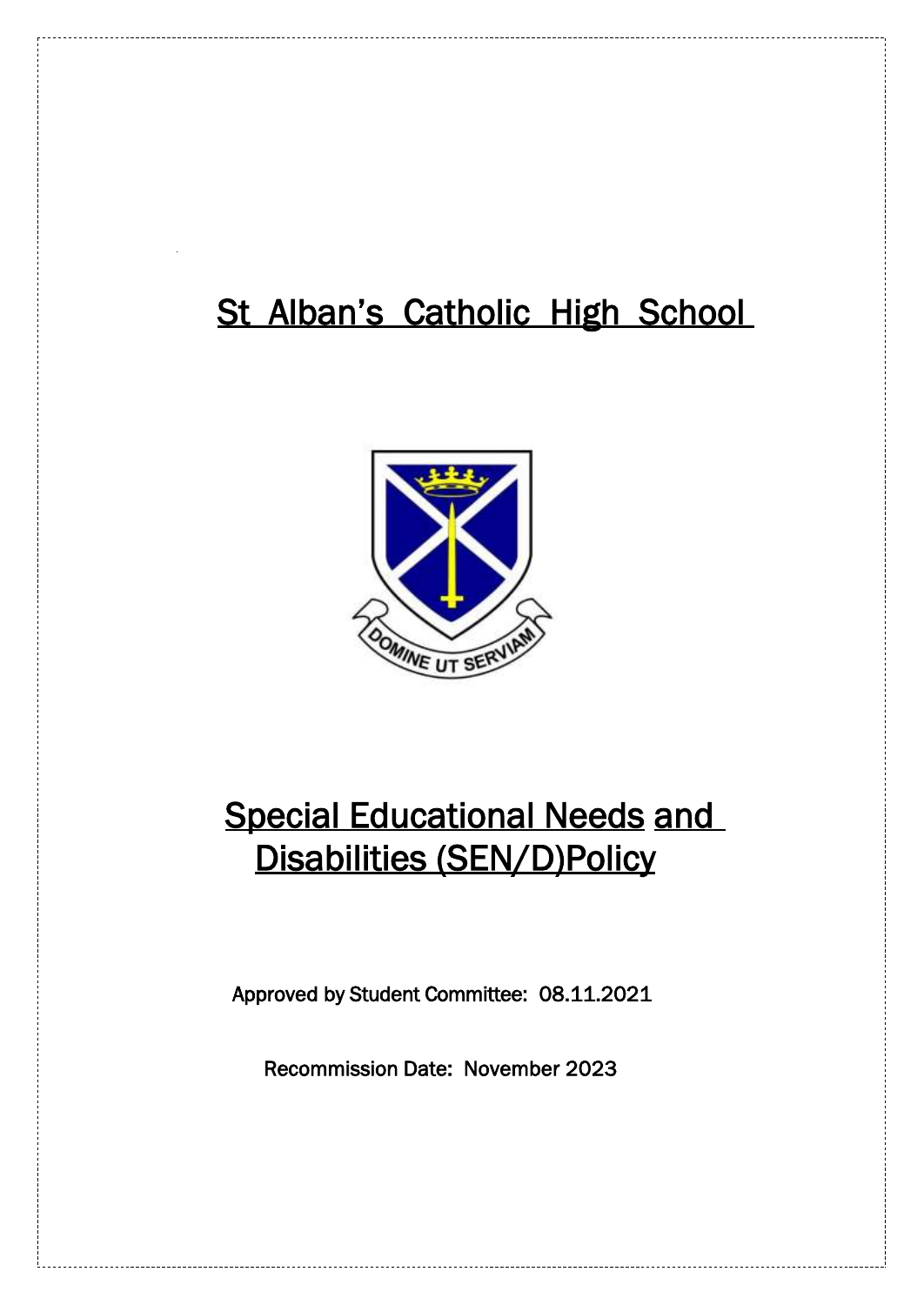# St Alban's Catholic High School

# Special Educational Needs and Disabilities (SEN/D)Policy

Approved by Student Committee: 08.11.2021

Recommission Date: November 2023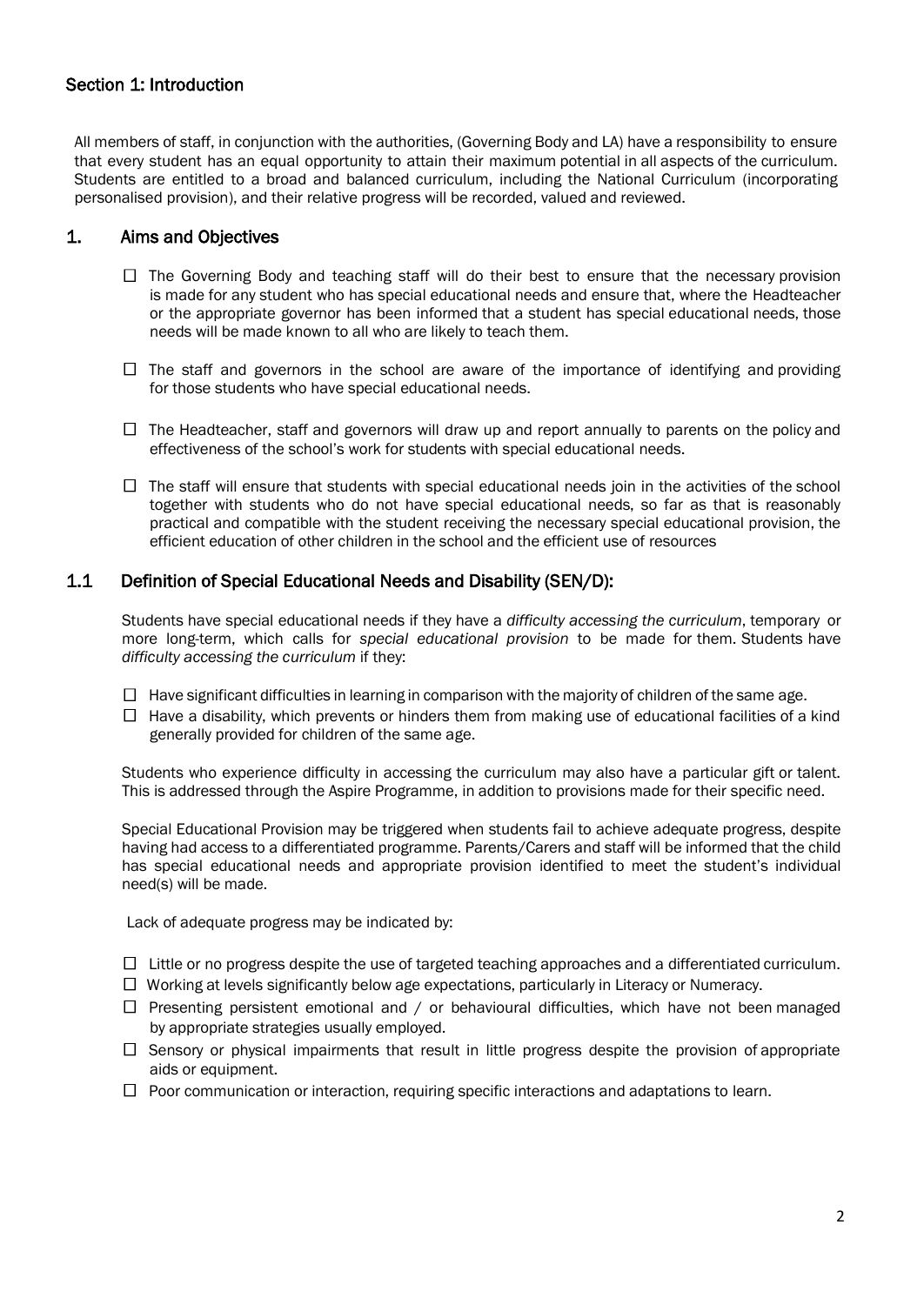## Section 1: Introduction

All members of staff, in conjunction with the authorities, (Governing Body and LA) have a responsibility to ensure that every student has an equal opportunity to attain their maximum potential in all aspects of the curriculum. Students are entitled to a broad and balanced curriculum, including the National Curriculum (incorporating personalised provision), and their relative progress will be recorded, valued and reviewed.

### 1. Aims and Objectives

- The Governing Body and teaching staff will do their best to ensure that the necessary provision is made for any student who has special educational needs and ensure that, where the Headteacher or the appropriate governor has been informed that a student has special educational needs, those needs will be made known to all who are likely to teach them.

- The staff and governors in the school are aware of the importance of identifying and providing for those students who have special educational needs.

- The Headteacher, staff and governors will draw up and report annually to parents on the policy and effectiveness of the school's work for students with special educational needs.

- The staff will ensure that students with special educational needs join in the activities of the school together with students who do not have special educational needs, so far as that is reasonably practical and compatible with the student receiving the necessary special educational provision, the efficient education of other children in the school and the efficient use of resources

### 1.1 Definition of Special Educational Needs and Disability (SEN/D):

Students have special educational needs if they have a *difficulty accessing the curriculum*, temporary or more long-term, which calls for *special educational provision* to be made for them. Students have *difficulty accessing the curriculum* if they:

- Have significant difficulties in learning in comparison with the majority of children of the same age.
- Have a disability, which prevents or hinders them from making use of educational facilities of a kind generally provided for children of the same age.

Students who experience difficulty in accessing the curriculum may also have a particular gift or talent. This is addressed through the Aspire Programme, in addition to provisions made for their specific need.

Special Educational Provision may be triggered when students fail to achieve adequate progress, despite having had access to a differentiated programme. Parents/Carers and staff will be informed that the child has special educational needs and appropriate provision identified to meet the student's individual need(s) will be made.

Lack of adequate progress may be indicated by:

- Little or no progress despite the use of targeted teaching approaches and a differentiated curriculum.
- Working at levels significantly below age expectations, particularly in Literacy or Numeracy.
- Presenting persistent emotional and / or behavioural difficulties, which have not been managed by appropriate strategies usually employed.
- Sensory or physical impairments that result in little progress despite the provision of appropriate aids or equipment.
- Poor communication or interaction, requiring specific interactions and adaptations to learn.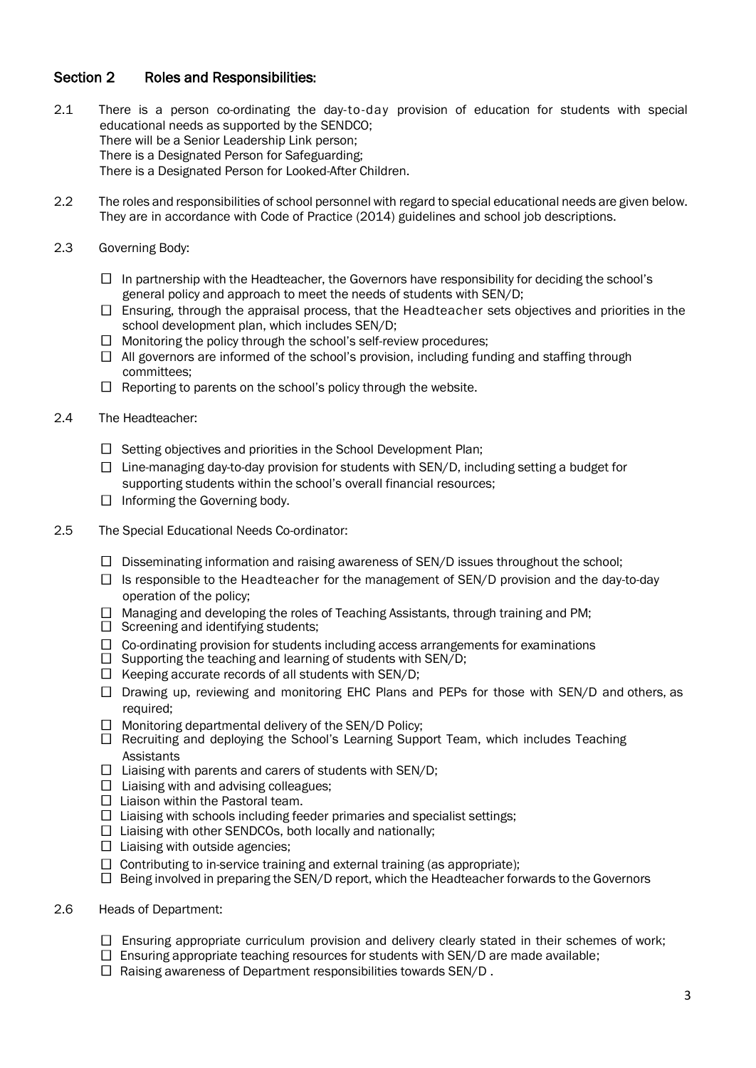## Section 2 Roles and Responsibilities:

2.1 There is a person co-ordinating the day-to-day provision of education for students with special educational needs as supported by the SENDCO;
There will be a Senior Leadership Link person;
There is a Designated Person for Safeguarding;
There is a Designated Person for Looked-After Children.

2.2 The roles and responsibilities of school personnel with regard to special educational needs are given below. They are in accordance with Code of Practice (2014) guidelines and school job descriptions.

2.3 Governing Body:

- ☐ In partnership with the Headteacher, the Governors have responsibility for deciding the school's general policy and approach to meet the needs of students with SEN/D;
- ☐ Ensuring, through the appraisal process, that the Headteacher sets objectives and priorities in the school development plan, which includes SEN/D;
- ☐ Monitoring the policy through the school's self-review procedures;
- ☐ All governors are informed of the school's provision, including funding and staffing through committees;
- ☐ Reporting to parents on the school's policy through the website.

2.4 The Headteacher:

- ☐ Setting objectives and priorities in the School Development Plan;
- ☐ Line-managing day-to-day provision for students with SEN/D, including setting a budget for supporting students within the school's overall financial resources;
- ☐ Informing the Governing body.

2.5 The Special Educational Needs Co-ordinator:

- ☐ Disseminating information and raising awareness of SEN/D issues throughout the school;
- ☐ Is responsible to the Headteacher for the management of SEN/D provision and the day-to-day operation of the policy;
- ☐ Managing and developing the roles of Teaching Assistants, through training and PM;
- ☐ Screening and identifying students;
- ☐ Co-ordinating provision for students including access arrangements for examinations
- ☐ Supporting the teaching and learning of students with SEN/D;
- ☐ Keeping accurate records of all students with SEN/D;
- ☐ Drawing up, reviewing and monitoring EHC Plans and PEPs for those with SEN/D and others, as required;
- ☐ Monitoring departmental delivery of the SEN/D Policy;
- ☐ Recruiting and deploying the School's Learning Support Team, which includes Teaching Assistants
- ☐ Liaising with parents and carers of students with SEN/D;
- ☐ Liaising with and advising colleagues;
- ☐ Liaison within the Pastoral team.
- ☐ Liaising with schools including feeder primaries and specialist settings;
- ☐ Liaising with other SENDCOs, both locally and nationally;
- ☐ Liaising with outside agencies;
- ☐ Contributing to in-service training and external training (as appropriate);
- ☐ Being involved in preparing the SEN/D report, which the Headteacher forwards to the Governors

2.6 Heads of Department:

- ☐ Ensuring appropriate curriculum provision and delivery clearly stated in their schemes of work;
- ☐ Ensuring appropriate teaching resources for students with SEN/D are made available;
- ☐ Raising awareness of Department responsibilities towards SEN/D .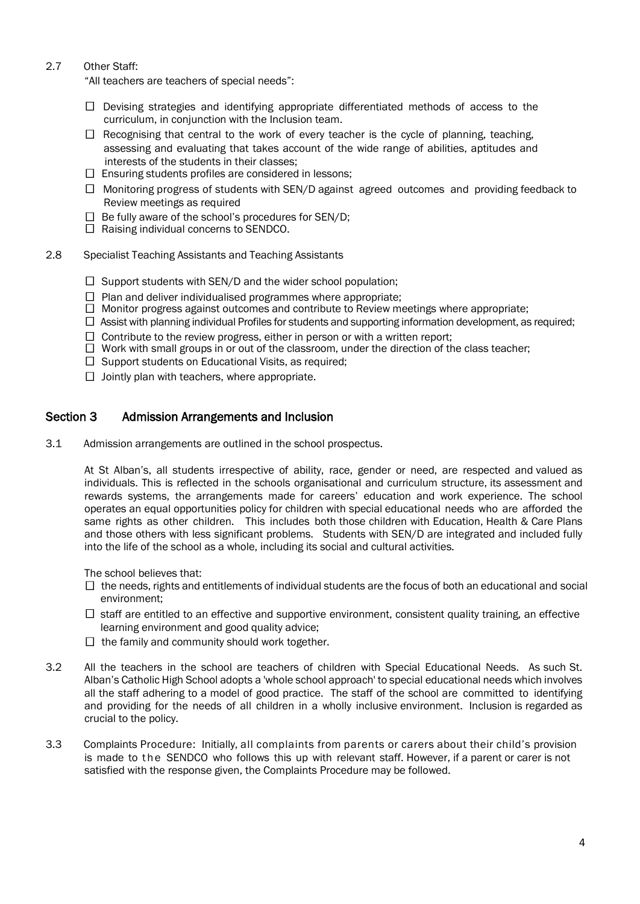2.7 Other Staff:

"All teachers are teachers of special needs":

- ☐ Devising strategies and identifying appropriate differentiated methods of access to the curriculum, in conjunction with the Inclusion team.
- ☐ Recognising that central to the work of every teacher is the cycle of planning, teaching, assessing and evaluating that takes account of the wide range of abilities, aptitudes and interests of the students in their classes;
- ☐ Ensuring students profiles are considered in lessons;
- ☐ Monitoring progress of students with SEN/D against agreed outcomes and providing feedback to Review meetings as required
- ☐ Be fully aware of the school's procedures for SEN/D;
- ☐ Raising individual concerns to SENDCO.

2.8 Specialist Teaching Assistants and Teaching Assistants

- ☐ Support students with SEN/D and the wider school population;
- ☐ Plan and deliver individualised programmes where appropriate;
- ☐ Monitor progress against outcomes and contribute to Review meetings where appropriate;
- ☐ Assist with planning individual Profiles for students and supporting information development, as required;
- ☐ Contribute to the review progress, either in person or with a written report;
- ☐ Work with small groups in or out of the classroom, under the direction of the class teacher;
- ☐ Support students on Educational Visits, as required;
- ☐ Jointly plan with teachers, where appropriate.

## Section 3 Admission Arrangements and Inclusion

3.1 Admission arrangements are outlined in the school prospectus.

At St Alban's, all students irrespective of ability, race, gender or need, are respected and valued as individuals. This is reflected in the schools organisational and curriculum structure, its assessment and rewards systems, the arrangements made for careers' education and work experience. The school operates an equal opportunities policy for children with special educational needs who are afforded the same rights as other children. This includes both those children with Education, Health & Care Plans and those others with less significant problems. Students with SEN/D are integrated and included fully into the life of the school as a whole, including its social and cultural activities.

The school believes that:

- ☐ the needs, rights and entitlements of individual students are the focus of both an educational and social environment;
- ☐ staff are entitled to an effective and supportive environment, consistent quality training, an effective learning environment and good quality advice;
- ☐ the family and community should work together.

3.2 All the teachers in the school are teachers of children with Special Educational Needs. As such St. Alban's Catholic High School adopts a 'whole school approach' to special educational needs which involves all the staff adhering to a model of good practice. The staff of the school are committed to identifying and providing for the needs of all children in a wholly inclusive environment. Inclusion is regarded as crucial to the policy.

3.3 Complaints Procedure: Initially, all complaints from parents or carers about their child's provision is made to the SENDCO who follows this up with relevant staff. However, if a parent or carer is not satisfied with the response given, the Complaints Procedure may be followed.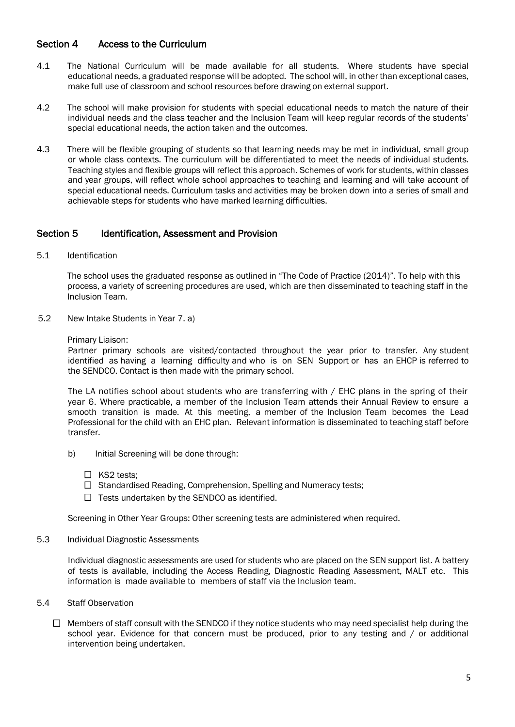## Section 4 Access to the Curriculum

4.1 The National Curriculum will be made available for all students. Where students have special educational needs, a graduated response will be adopted. The school will, in other than exceptional cases, make full use of classroom and school resources before drawing on external support.

4.2 The school will make provision for students with special educational needs to match the nature of their individual needs and the class teacher and the Inclusion Team will keep regular records of the students' special educational needs, the action taken and the outcomes.

4.3 There will be flexible grouping of students so that learning needs may be met in individual, small group or whole class contexts. The curriculum will be differentiated to meet the needs of individual students. Teaching styles and flexible groups will reflect this approach. Schemes of work for students, within classes and year groups, will reflect whole school approaches to teaching and learning and will take account of special educational needs. Curriculum tasks and activities may be broken down into a series of small and achievable steps for students who have marked learning difficulties.

## Section 5 Identification, Assessment and Provision

5.1 Identification

The school uses the graduated response as outlined in "The Code of Practice (2014)". To help with this process, a variety of screening procedures are used, which are then disseminated to teaching staff in the Inclusion Team.

5.2 New Intake Students in Year 7. a)

Primary Liaison:
Partner primary schools are visited/contacted throughout the year prior to transfer. Any student identified as having a learning difficulty and who is on SEN Support or has an EHCP is referred to the SENDCO. Contact is then made with the primary school.

The LA notifies school about students who are transferring with / EHC plans in the spring of their year 6. Where practicable, a member of the Inclusion Team attends their Annual Review to ensure a smooth transition is made. At this meeting, a member of the Inclusion Team becomes the Lead Professional for the child with an EHC plan. Relevant information is disseminated to teaching staff before transfer.

b) Initial Screening will be done through:

- ☐ KS2 tests;
- ☐ Standardised Reading, Comprehension, Spelling and Numeracy tests;
- ☐ Tests undertaken by the SENDCO as identified.

Screening in Other Year Groups: Other screening tests are administered when required.

5.3 Individual Diagnostic Assessments

Individual diagnostic assessments are used for students who are placed on the SEN support list. A battery of tests is available, including the Access Reading, Diagnostic Reading Assessment, MALT etc. This information is made available to members of staff via the Inclusion team.

5.4 Staff Observation

- ☐ Members of staff consult with the SENDCO if they notice students who may need specialist help during the school year. Evidence for that concern must be produced, prior to any testing and / or additional intervention being undertaken.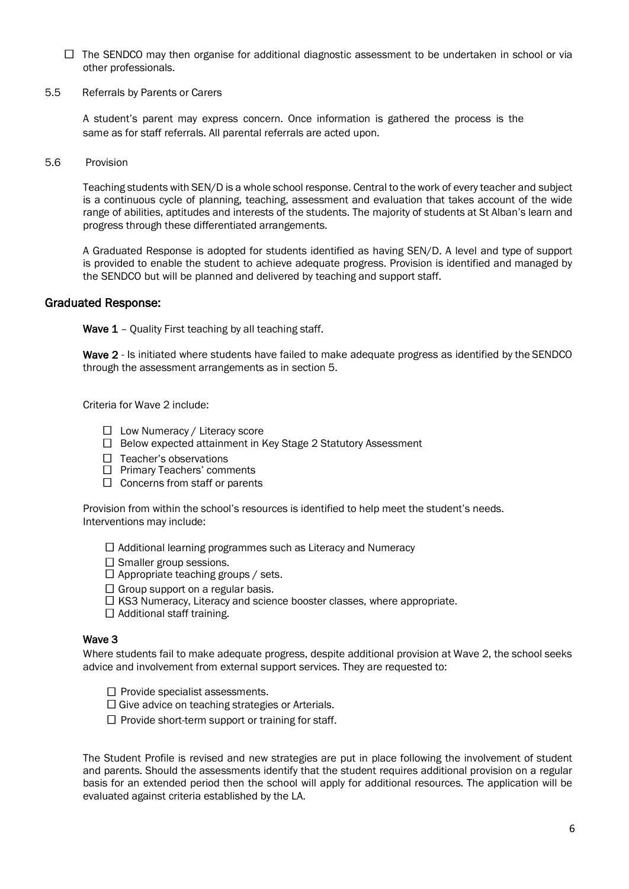- ☐ The SENDCO may then organise for additional diagnostic assessment to be undertaken in school or via other professionals.

### 5.5 Referrals by Parents or Carers

A student's parent may express concern. Once information is gathered the process is the same as for staff referrals. All parental referrals are acted upon.

### 5.6 Provision

Teaching students with SEN/D is a whole school response. Central to the work of every teacher and subject is a continuous cycle of planning, teaching, assessment and evaluation that takes account of the wide range of abilities, aptitudes and interests of the students. The majority of students at St Alban's learn and progress through these differentiated arrangements.

A Graduated Response is adopted for students identified as having SEN/D. A level and type of support is provided to enable the student to achieve adequate progress. Provision is identified and managed by the SENDCO but will be planned and delivered by teaching and support staff.

## Graduated Response:

**Wave 1** – Quality First teaching by all teaching staff.

**Wave 2** - Is initiated where students have failed to make adequate progress as identified by the SENDCO through the assessment arrangements as in section 5.

Criteria for Wave 2 include:

- ☐ Low Numeracy / Literacy score
- ☐ Below expected attainment in Key Stage 2 Statutory Assessment
- ☐ Teacher's observations
- ☐ Primary Teachers' comments
- ☐ Concerns from staff or parents

Provision from within the school's resources is identified to help meet the student's needs.
Interventions may include:

- ☐ Additional learning programmes such as Literacy and Numeracy
- ☐ Smaller group sessions.
- ☐ Appropriate teaching groups / sets.
- ☐ Group support on a regular basis.
- ☐ KS3 Numeracy, Literacy and science booster classes, where appropriate.
- ☐ Additional staff training.

### Wave 3

Where students fail to make adequate progress, despite additional provision at Wave 2, the school seeks advice and involvement from external support services. They are requested to:

- ☐ Provide specialist assessments.
- ☐ Give advice on teaching strategies or Arterials.
- ☐ Provide short-term support or training for staff.

The Student Profile is revised and new strategies are put in place following the involvement of student and parents. Should the assessments identify that the student requires additional provision on a regular basis for an extended period then the school will apply for additional resources. The application will be evaluated against criteria established by the LA.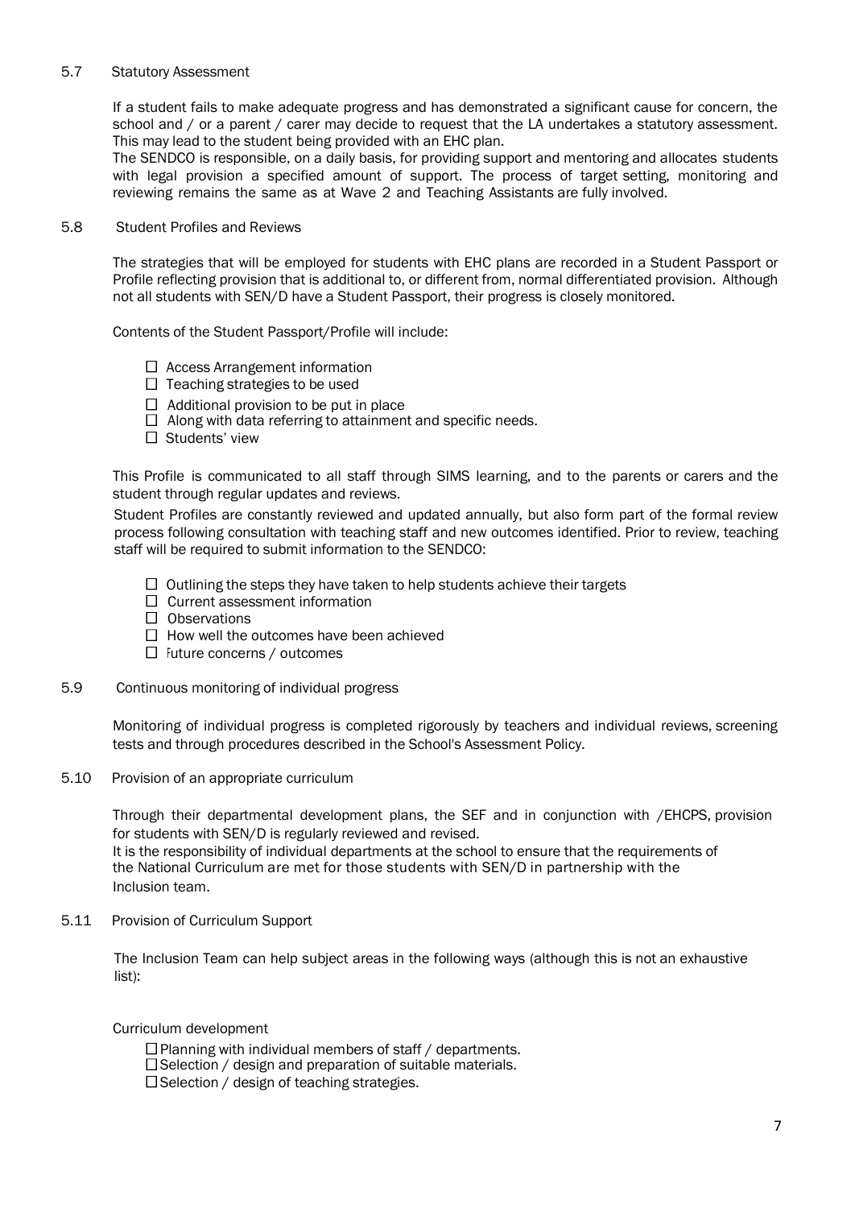### 5.7 Statutory Assessment

If a student fails to make adequate progress and has demonstrated a significant cause for concern, the school and / or a parent / carer may decide to request that the LA undertakes a statutory assessment. This may lead to the student being provided with an EHC plan.

The SENDCO is responsible, on a daily basis, for providing support and mentoring and allocates students with legal provision a specified amount of support. The process of target setting, monitoring and reviewing remains the same as at Wave 2 and Teaching Assistants are fully involved.

### 5.8 Student Profiles and Reviews

The strategies that will be employed for students with EHC plans are recorded in a Student Passport or Profile reflecting provision that is additional to, or different from, normal differentiated provision. Although not all students with SEN/D have a Student Passport, their progress is closely monitored.

Contents of the Student Passport/Profile will include:

- ☐ Access Arrangement information
- ☐ Teaching strategies to be used
- ☐ Additional provision to be put in place
- ☐ Along with data referring to attainment and specific needs.
- ☐ Students' view

This Profile is communicated to all staff through SIMS learning, and to the parents or carers and the student through regular updates and reviews.

Student Profiles are constantly reviewed and updated annually, but also form part of the formal review process following consultation with teaching staff and new outcomes identified. Prior to review, teaching staff will be required to submit information to the SENDCO:

- ☐ Outlining the steps they have taken to help students achieve their targets
- ☐ Current assessment information
- ☐ Observations
- ☐ How well the outcomes have been achieved
- ☐ Future concerns / outcomes

### 5.9 Continuous monitoring of individual progress

Monitoring of individual progress is completed rigorously by teachers and individual reviews, screening tests and through procedures described in the School's Assessment Policy.

### 5.10 Provision of an appropriate curriculum

Through their departmental development plans, the SEF and in conjunction with /EHCPS, provision for students with SEN/D is regularly reviewed and revised.

It is the responsibility of individual departments at the school to ensure that the requirements of the National Curriculum are met for those students with SEN/D in partnership with the Inclusion team.

### 5.11 Provision of Curriculum Support

The Inclusion Team can help subject areas in the following ways (although this is not an exhaustive list):

Curriculum development

- ☐ Planning with individual members of staff / departments.
- ☐ Selection / design and preparation of suitable materials.
- ☐ Selection / design of teaching strategies.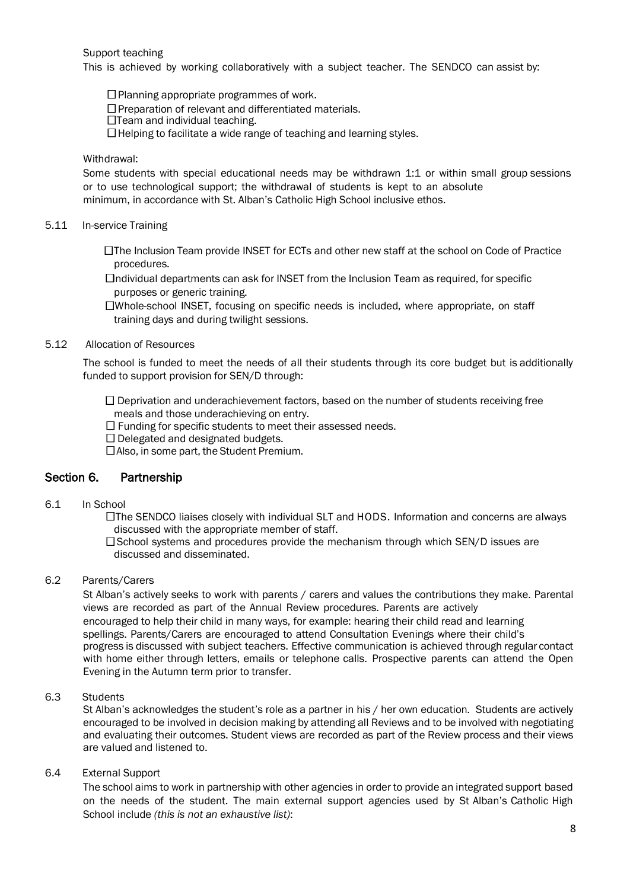Support teaching

This is achieved by working collaboratively with a subject teacher. The SENDCO can assist by:

- Planning appropriate programmes of work.
- Preparation of relevant and differentiated materials.
- Team and individual teaching.
- Helping to facilitate a wide range of teaching and learning styles.

Withdrawal:

Some students with special educational needs may be withdrawn 1:1 or within small group sessions or to use technological support; the withdrawal of students is kept to an absolute minimum, in accordance with St. Alban's Catholic High School inclusive ethos.

5.11 In-service Training

- The Inclusion Team provide INSET for ECTs and other new staff at the school on Code of Practice procedures.
- Individual departments can ask for INSET from the Inclusion Team as required, for specific purposes or generic training.
- Whole-school INSET, focusing on specific needs is included, where appropriate, on staff training days and during twilight sessions.

5.12 Allocation of Resources

The school is funded to meet the needs of all their students through its core budget but is additionally funded to support provision for SEN/D through:

- Deprivation and underachievement factors, based on the number of students receiving free meals and those underachieving on entry.
- Funding for specific students to meet their assessed needs.
- Delegated and designated budgets.
- Also, in some part, the Student Premium.

## Section 6. Partnership

6.1 In School

- The SENDCO liaises closely with individual SLT and HODS. Information and concerns are always discussed with the appropriate member of staff.
- School systems and procedures provide the mechanism through which SEN/D issues are discussed and disseminated.

6.2 Parents/Carers

St Alban's actively seeks to work with parents / carers and values the contributions they make. Parental views are recorded as part of the Annual Review procedures. Parents are actively encouraged to help their child in many ways, for example: hearing their child read and learning spellings. Parents/Carers are encouraged to attend Consultation Evenings where their child's progress is discussed with subject teachers. Effective communication is achieved through regular contact with home either through letters, emails or telephone calls. Prospective parents can attend the Open Evening in the Autumn term prior to transfer.

6.3 Students

St Alban's acknowledges the student's role as a partner in his / her own education. Students are actively encouraged to be involved in decision making by attending all Reviews and to be involved with negotiating and evaluating their outcomes. Student views are recorded as part of the Review process and their views are valued and listened to.

6.4 External Support

The school aims to work in partnership with other agencies in order to provide an integrated support based on the needs of the student. The main external support agencies used by St Alban's Catholic High School include *(this is not an exhaustive list)*: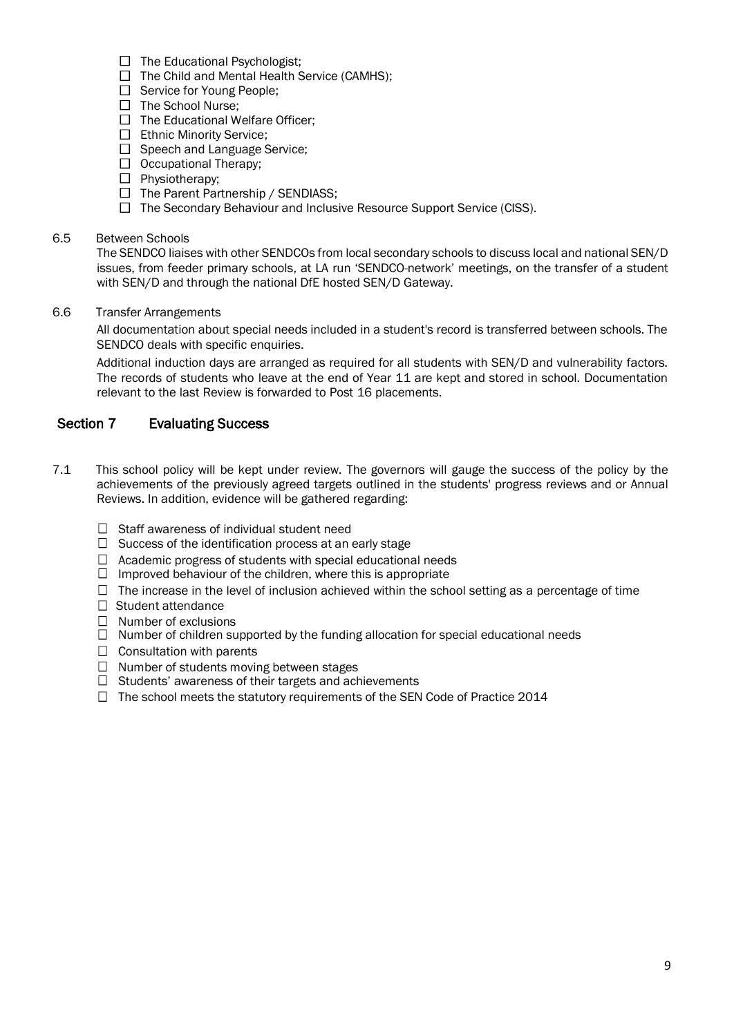- ☐ The Educational Psychologist;
- ☐ The Child and Mental Health Service (CAMHS);
- ☐ Service for Young People;
- ☐ The School Nurse;
- ☐ The Educational Welfare Officer;
- ☐ Ethnic Minority Service;
- ☐ Speech and Language Service;
- ☐ Occupational Therapy;
- ☐ Physiotherapy;
- ☐ The Parent Partnership / SENDIASS;
- ☐ The Secondary Behaviour and Inclusive Resource Support Service (CISS).

6.5 Between Schools

The SENDCO liaises with other SENDCOs from local secondary schools to discuss local and national SEN/D issues, from feeder primary schools, at LA run 'SENDCO-network' meetings, on the transfer of a student with SEN/D and through the national DfE hosted SEN/D Gateway.

6.6 Transfer Arrangements

All documentation about special needs included in a student's record is transferred between schools. The SENDCO deals with specific enquiries.

Additional induction days are arranged as required for all students with SEN/D and vulnerability factors. The records of students who leave at the end of Year 11 are kept and stored in school. Documentation relevant to the last Review is forwarded to Post 16 placements.

## Section 7 Evaluating Success

7.1 This school policy will be kept under review. The governors will gauge the success of the policy by the achievements of the previously agreed targets outlined in the students' progress reviews and or Annual Reviews. In addition, evidence will be gathered regarding:

- ☐ Staff awareness of individual student need
- ☐ Success of the identification process at an early stage
- ☐ Academic progress of students with special educational needs
- ☐ Improved behaviour of the children, where this is appropriate
- ☐ The increase in the level of inclusion achieved within the school setting as a percentage of time
- ☐ Student attendance
- ☐ Number of exclusions
- ☐ Number of children supported by the funding allocation for special educational needs
- ☐ Consultation with parents
- ☐ Number of students moving between stages
- ☐ Students' awareness of their targets and achievements
- ☐ The school meets the statutory requirements of the SEN Code of Practice 2014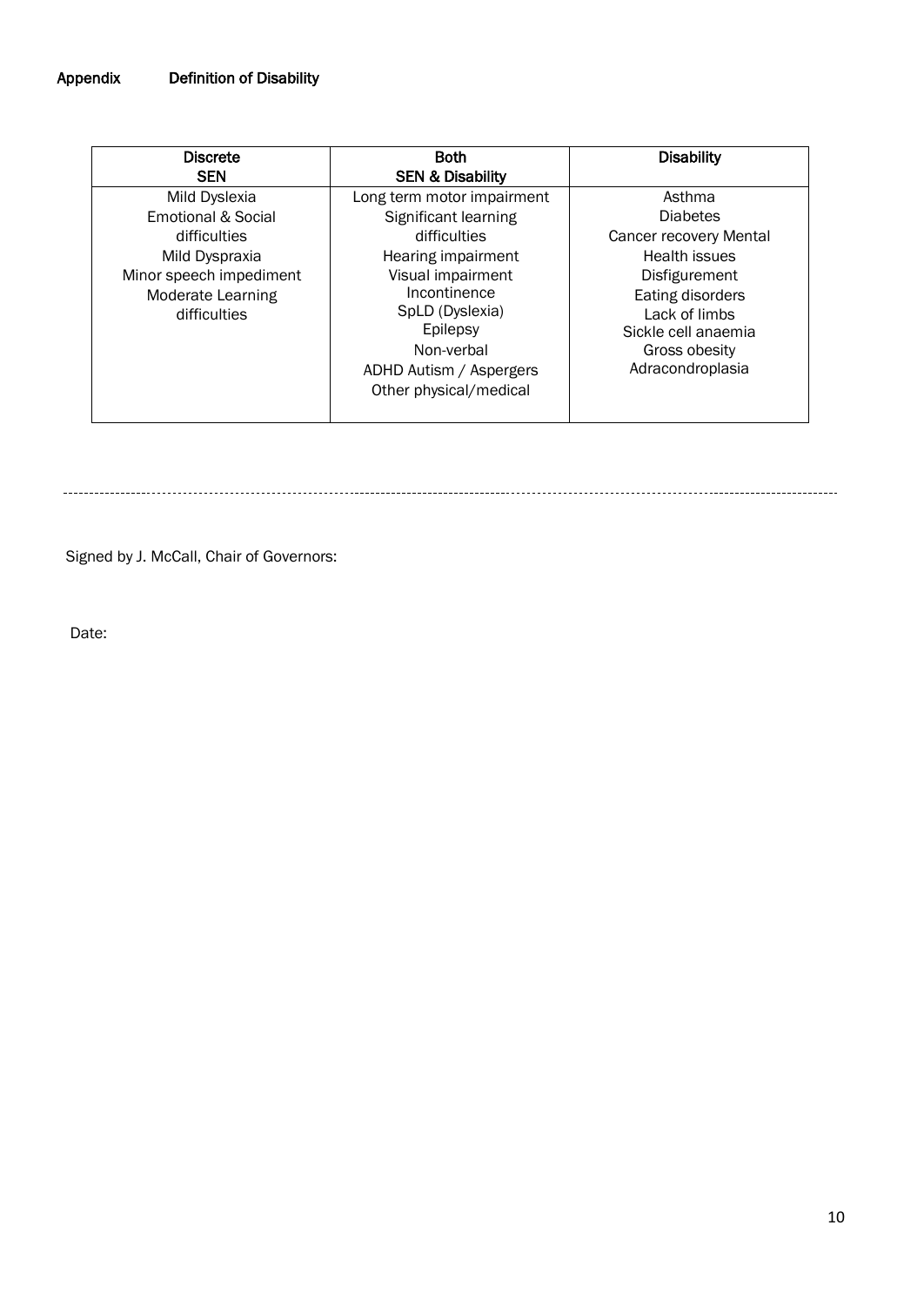## Appendix Definition of Disability

| Discrete SEN | Both SEN & Disability | Disability |
| --- | --- | --- |
| Mild Dyslexia<br>Emotional & Social difficulties<br>Mild Dyspraxia<br>Minor speech impediment<br>Moderate Learning difficulties | Long term motor impairment<br>Significant learning difficulties<br>Hearing impairment<br>Visual impairment<br>Incontinence<br>SpLD (Dyslexia)<br>Epilepsy<br>Non-verbal<br>ADHD Autism / Aspergers<br>Other physical/medical | Asthma<br>Diabetes<br>Cancer recovery Mental<br>Health issues<br>Disfigurement<br>Eating disorders<br>Lack of limbs<br>Sickle cell anaemia<br>Gross obesity<br>Adracondroplasia |

---

Signed by J. McCall, Chair of Governors:

Date: